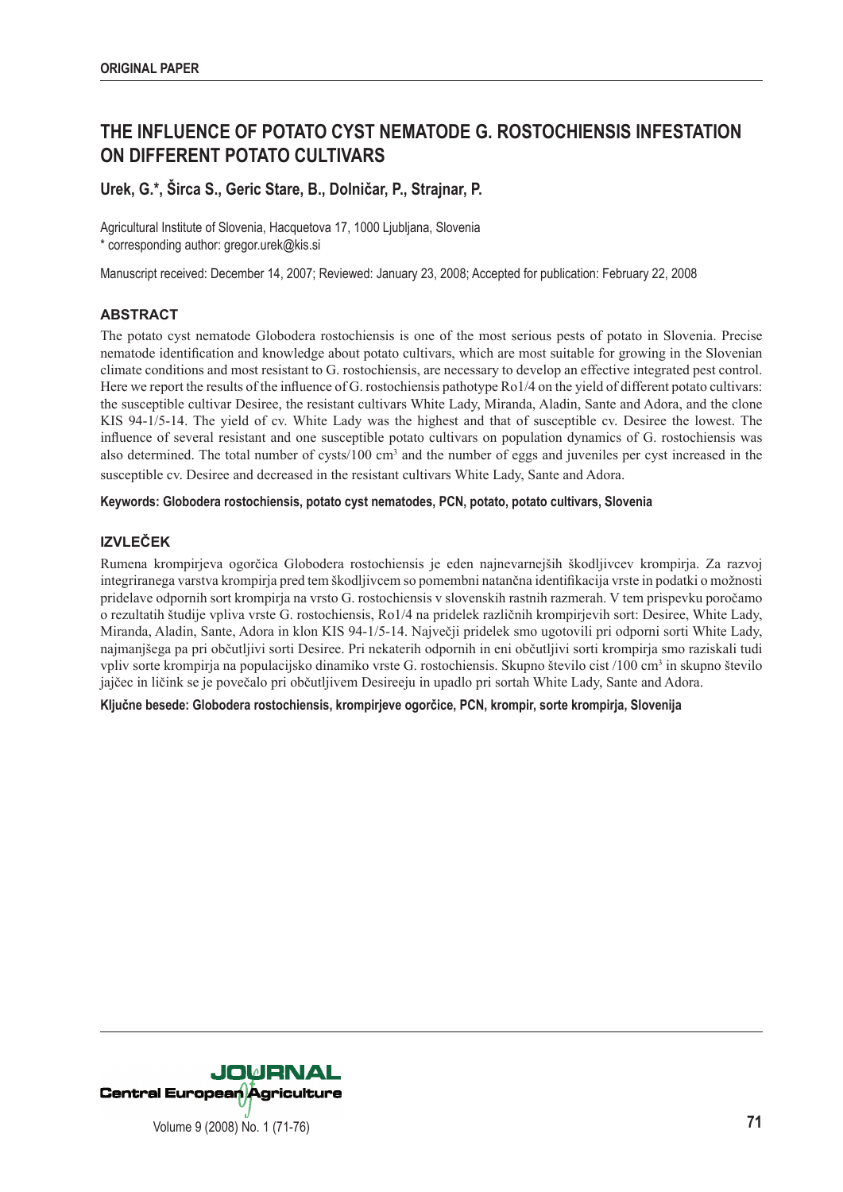**ORIGINAL PAPER**

# THE INFLUENCE OF POTATO CYST NEMATODE G. ROSTOCHIENSIS INFESTATION ON DIFFERENT POTATO CULTIVARS

**Urek, G.\*, Širca S., Geric Stare, B., Dolničar, P., Strajnar, P.**

Agricultural Institute of Slovenia, Hacquetova 17, 1000 Ljubljana, Slovenia
\* corresponding author: gregor.urek@kis.si

Manuscript received: December 14, 2007; Reviewed: January 23, 2008; Accepted for publication: February 22, 2008

## ABSTRACT

The potato cyst nematode Globodera rostochiensis is one of the most serious pests of potato in Slovenia. Precise nematode identification and knowledge about potato cultivars, which are most suitable for growing in the Slovenian climate conditions and most resistant to G. rostochiensis, are necessary to develop an effective integrated pest control. Here we report the results of the influence of G. rostochiensis pathotype Ro1/4 on the yield of different potato cultivars: the susceptible cultivar Desiree, the resistant cultivars White Lady, Miranda, Aladin, Sante and Adora, and the clone KIS 94-1/5-14. The yield of cv. White Lady was the highest and that of susceptible cv. Desiree the lowest. The influence of several resistant and one susceptible potato cultivars on population dynamics of G. rostochiensis was also determined. The total number of cysts/100 cm$^3$ and the number of eggs and juveniles per cyst increased in the susceptible cv. Desiree and decreased in the resistant cultivars White Lady, Sante and Adora.

**Keywords: Globodera rostochiensis, potato cyst nematodes, PCN, potato, potato cultivars, Slovenia**

## IZVLEČEK

Rumena krompirjeva ogorčica Globodera rostochiensis je eden najnevarnejših škodljivcev krompirja. Za razvoj integriranega varstva krompirja pred tem škodljivcem so pomembni natančna identifikacija vrste in podatki o možnosti pridelave odpornih sort krompirja na vrsto G. rostochiensis v slovenskih rastnih razmerah. V tem prispevku poročamo o rezultatih študije vpliva vrste G. rostochiensis, Ro1/4 na pridelek različnih krompirjevih sort: Desiree, White Lady, Miranda, Aladin, Sante, Adora in klon KIS 94-1/5-14. Največji pridelek smo ugotovili pri odporni sorti White Lady, najmanjšega pa pri občutljivi sorti Desiree. Pri nekaterih odpornih in eni občutljivi sorti krompirja smo raziskali tudi vpliv sorte krompirja na populacijsko dinamiko vrste G. rostochiensis. Skupno število cist /100 cm$^3$ in skupno število jajčec in ličink se je povečalo pri občutljivem Desireeju in upadlo pri sortah White Lady, Sante and Adora.

**Ključne besede: Globodera rostochiensis, krompirjeve ogorčice, PCN, krompir, sorte krompirja, Slovenija**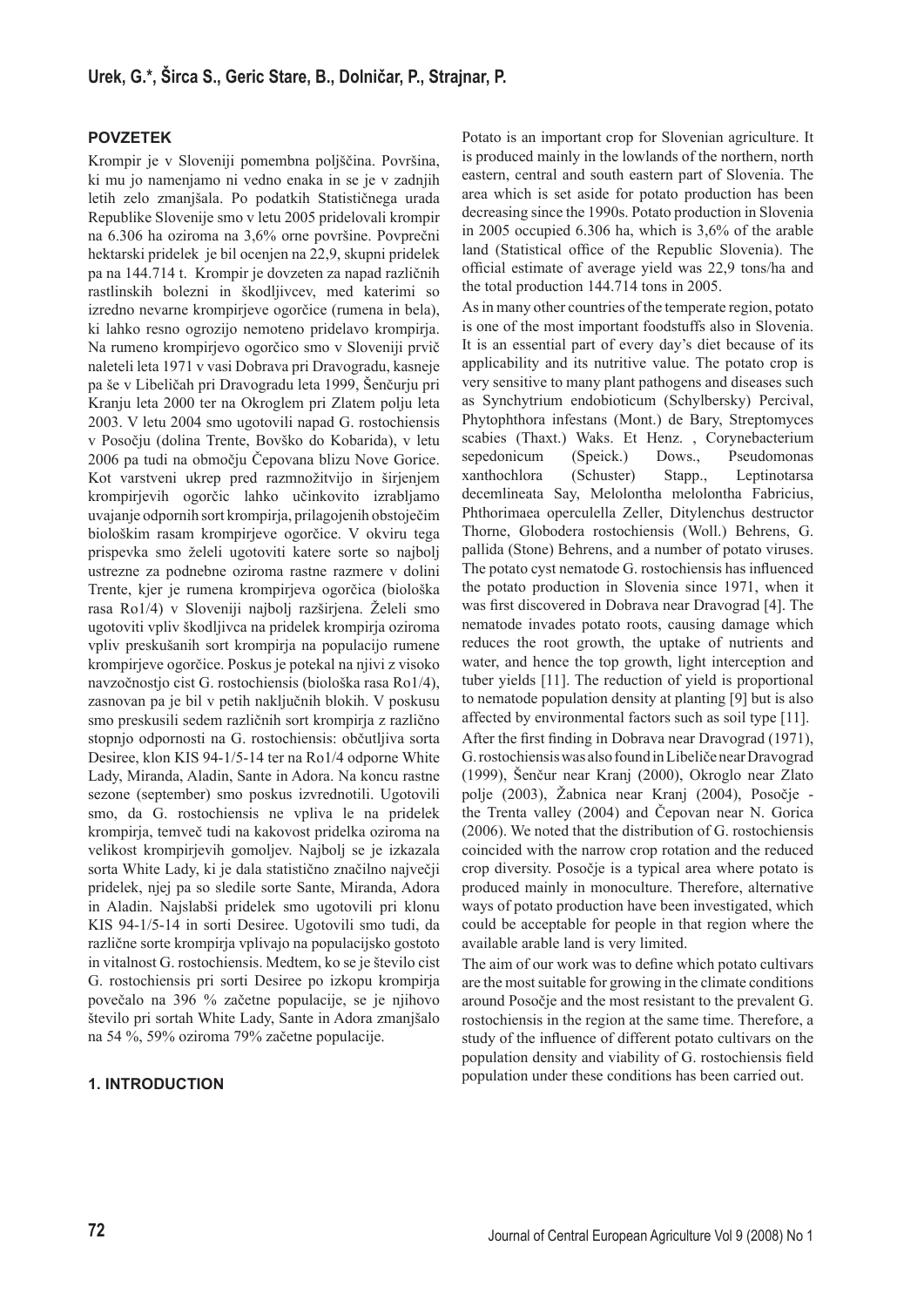## POVZETEK

Krompir je v Sloveniji pomembna poljščina. Površina, ki mu jo namenjamo ni vedno enaka in se je v zadnjih letih zelo zmanjšala. Po podatkih Statističnega urada Republike Slovenije smo v letu 2005 pridelovali krompir na 6.306 ha oziroma na 3,6% orne površine. Povprečni hektarski pridelek je bil ocenjen na 22,9, skupni pridelek pa na 144.714 t. Krompir je dovzeten za napad različnih rastlinskih bolezni in škodljivcev, med katerimi so izredno nevarne krompirjeve ogorčice (rumena in bela), ki lahko resno ogrozijo nemoteno pridelavo krompirja. Na rumeno krompirjevo ogorčico smo v Sloveniji prvič naleteli leta 1971 v vasi Dobrava pri Dravogradu, kasneje pa še v Libeličah pri Dravogradu leta 1999, Šenčurju pri Kranju leta 2000 ter na Okroglem pri Zlatem polju leta 2003. V letu 2004 smo ugotovili napad G. rostochiensis v Posočju (dolina Trente, Bovško do Kobarida), v letu 2006 pa tudi na območju Čepovana blizu Nove Gorice. Kot varstveni ukrep pred razmnožitvijo in širjenjem krompirjevih ogorčic lahko učinkovito izrabljamo uvajanje odpornih sort krompirja, prilagojenih obstoječim biološkim rasam krompirjeve ogorčice. V okviru tega prispevka smo želeli ugotoviti katere sorte so najbolj ustrezne za podnebne oziroma rastne razmere v dolini Trente, kjer je rumena krompirjeva ogorčica (biološka rasa Ro1/4) v Sloveniji najbolj razširjena. Želeli smo ugotoviti vpliv škodljivca na pridelek krompirja oziroma vpliv preskušanih sort krompirja na populacijo rumene krompirjeve ogorčice. Poskus je potekal na njivi z visoko navzočnostjo cist G. rostochiensis (biološka rasa Ro1/4), zasnovan pa je bil v petih naključnih blokih. V poskusu smo preskusili sedem različnih sort krompirja z različno stopnjo odpornosti na G. rostochiensis: občutljiva sorta Desiree, klon KIS 94-1/5-14 ter na Ro1/4 odporne White Lady, Miranda, Aladin, Sante in Adora. Na koncu rastne sezone (september) smo poskus izvrednotili. Ugotovili smo, da G. rostochiensis ne vpliva le na pridelek krompirja, temveč tudi na kakovost pridelka oziroma na velikost krompirjevih gomoljev. Najbolj se je izkazala sorta White Lady, ki je dala statistično značilno največji pridelek, njej pa so sledile sorte Sante, Miranda, Adora in Aladin. Najslabši pridelek smo ugotovili pri klonu KIS 94-1/5-14 in sorti Desiree. Ugotovili smo tudi, da različne sorte krompirja vplivajo na populacijsko gostoto in vitalnost G. rostochiensis. Medtem, ko se je število cist G. rostochiensis pri sorti Desiree po izkopu krompirja povečalo na 396 % začetne populacije, se je njihovo število pri sortah White Lady, Sante in Adora zmanjšalo na 54 %, 59% oziroma 79% začetne populacije.

## 1. INTRODUCTION

Potato is an important crop for Slovenian agriculture. It is produced mainly in the lowlands of the northern, north eastern, central and south eastern part of Slovenia. The area which is set aside for potato production has been decreasing since the 1990s. Potato production in Slovenia in 2005 occupied 6.306 ha, which is 3,6% of the arable land (Statistical office of the Republic Slovenia). The official estimate of average yield was 22,9 tons/ha and the total production 144.714 tons in 2005.

As in many other countries of the temperate region, potato is one of the most important foodstuffs also in Slovenia. It is an essential part of every day's diet because of its applicability and its nutritive value. The potato crop is very sensitive to many plant pathogens and diseases such as Synchytrium endobioticum (Schylbersky) Percival, Phytophthora infestans (Mont.) de Bary, Streptomyces scabies (Thaxt.) Waks. Et Henz. , Corynebacterium sepedonicum (Speick.) Dows., Pseudomonas xanthochlora (Schuster) Stapp., Leptinotarsa decemlineata Say, Melolontha melolontha Fabricius, Phthorimaea operculella Zeller, Ditylenchus destructor Thorne, Globodera rostochiensis (Woll.) Behrens, G. pallida (Stone) Behrens, and a number of potato viruses. The potato cyst nematode G. rostochiensis has influenced the potato production in Slovenia since 1971, when it was first discovered in Dobrava near Dravograd [4]. The nematode invades potato roots, causing damage which reduces the root growth, the uptake of nutrients and water, and hence the top growth, light interception and tuber yields [11]. The reduction of yield is proportional to nematode population density at planting [9] but is also affected by environmental factors such as soil type [11].

After the first finding in Dobrava near Dravograd (1971), G. rostochiensis was also found in Libeliče near Dravograd (1999), Šenčur near Kranj (2000), Okroglo near Zlato polje (2003), Žabnica near Kranj (2004), Posočje - the Trenta valley (2004) and Čepovan near N. Gorica (2006). We noted that the distribution of G. rostochiensis coincided with the narrow crop rotation and the reduced crop diversity. Posočje is a typical area where potato is produced mainly in monoculture. Therefore, alternative ways of potato production have been investigated, which could be acceptable for people in that region where the available arable land is very limited.

The aim of our work was to define which potato cultivars are the most suitable for growing in the climate conditions around Posočje and the most resistant to the prevalent G. rostochiensis in the region at the same time. Therefore, a study of the influence of different potato cultivars on the population density and viability of G. rostochiensis field population under these conditions has been carried out.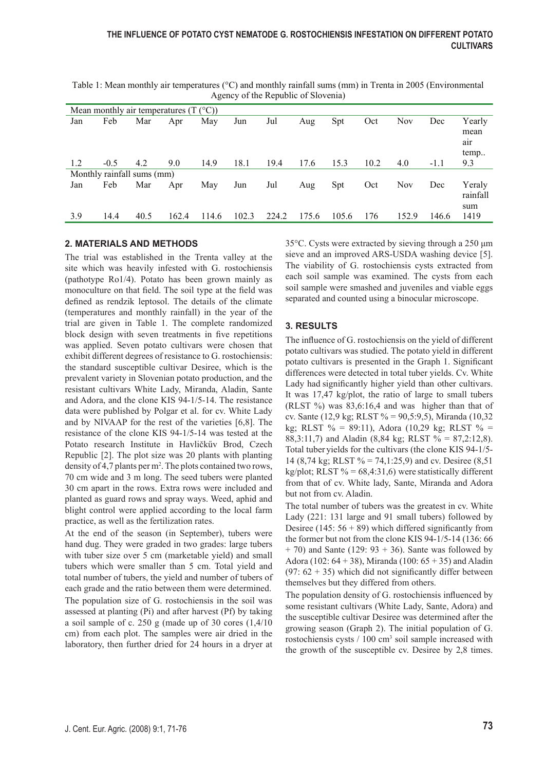Table 1: Mean monthly air temperatures (°C) and monthly rainfall sums (mm) in Trenta in 2005 (Environmental Agency of the Republic of Slovenia)

| Mean monthly air temperatures (T (°C)) | | | | | | | | | | | | |
|---|---|---|---|---|---|---|---|---|---|---|---|---|
| Jan | Feb | Mar | Apr | May | Jun | Jul | Aug | Spt | Oct | Nov | Dec | Yearly mean air temp.. |
| 1.2 | -0.5 | 4.2 | 9.0 | 14.9 | 18.1 | 19.4 | 17.6 | 15.3 | 10.2 | 4.0 | -1.1 | 9.3 |
| **Monthly rainfall sums (mm)** | | | | | | | | | | | | |
| Jan | Feb | Mar | Apr | May | Jun | Jul | Aug | Spt | Oct | Nov | Dec | Yeraly rainfall sum |
| 3.9 | 14.4 | 40.5 | 162.4 | 114.6 | 102.3 | 224.2 | 175.6 | 105.6 | 176 | 152.9 | 146.6 | 1419 |

## 2. MATERIALS AND METHODS

The trial was established in the Trenta valley at the site which was heavily infested with G. rostochiensis (pathotype Ro1/4). Potato has been grown mainly as monoculture on that field. The soil type at the field was defined as rendzik leptosol. The details of the climate (temperatures and monthly rainfall) in the year of the trial are given in Table 1. The complete randomized block design with seven treatments in five repetitions was applied. Seven potato cultivars were chosen that exhibit different degrees of resistance to G. rostochiensis: the standard susceptible cultivar Desiree, which is the prevalent variety in Slovenian potato production, and the resistant cultivars White Lady, Miranda, Aladin, Sante and Adora, and the clone KIS 94-1/5-14. The resistance data were published by Polgar et al. for cv. White Lady and by NIVAAP for the rest of the varieties [6,8]. The resistance of the clone KIS 94-1/5-14 was tested at the Potato research Institute in Havlíčkův Brod, Czech Republic [2]. The plot size was 20 plants with planting density of 4,7 plants per m$^2$. The plots contained two rows, 70 cm wide and 3 m long. The seed tubers were planted 30 cm apart in the rows. Extra rows were included and planted as guard rows and spray ways. Weed, aphid and blight control were applied according to the local farm practice, as well as the fertilization rates.

At the end of the season (in September), tubers were hand dug. They were graded in two grades: large tubers with tuber size over 5 cm (marketable yield) and small tubers which were smaller than 5 cm. Total yield and total number of tubers, the yield and number of tubers of each grade and the ratio between them were determined.

The population size of G. rostochiensis in the soil was assessed at planting (Pi) and after harvest (Pf) by taking a soil sample of c. 250 g (made up of 30 cores (1,4/10 cm) from each plot. The samples were air dried in the laboratory, then further dried for 24 hours in a dryer at 35°C. Cysts were extracted by sieving through a 250 µm sieve and an improved ARS-USDA washing device [5]. The viability of G. rostochiensis cysts extracted from each soil sample was examined. The cysts from each soil sample were smashed and juveniles and viable eggs separated and counted using a binocular microscope.

## 3. RESULTS

The influence of G. rostochiensis on the yield of different potato cultivars was studied. The potato yield in different potato cultivars is presented in the Graph 1. Significant differences were detected in total tuber yields. Cv. White Lady had significantly higher yield than other cultivars. It was 17,47 kg/plot, the ratio of large to small tubers (RLST %) was 83,6:16,4 and was higher than that of cv. Sante (12,9 kg; RLST % = 90,5:9,5), Miranda (10,32 kg; RLST % = 89:11), Adora (10,29 kg; RLST % = 88,3:11,7) and Aladin (8,84 kg; RLST % = 87,2:12,8). Total tuber yields for the cultivars (the clone KIS 94-1/5-14 (8,74 kg; RLST % = 74,1:25,9) and cv. Desiree (8,51 kg/plot; RLST % = 68,4:31,6) were statistically different from that of cv. White lady, Sante, Miranda and Adora but not from cv. Aladin.

The total number of tubers was the greatest in cv. White Lady (221: 131 large and 91 small tubers) followed by Desiree (145: 56 + 89) which differed significantly from the former but not from the clone KIS 94-1/5-14 (136: 66 + 70) and Sante (129: 93 + 36). Sante was followed by Adora (102: 64 + 38), Miranda (100: 65 + 35) and Aladin (97: 62 + 35) which did not significantly differ between themselves but they differed from others.

The population density of G. rostochiensis influenced by some resistant cultivars (White Lady, Sante, Adora) and the susceptible cultivar Desiree was determined after the growing season (Graph 2). The initial population of G. rostochiensis cysts / 100 cm$^3$ soil sample increased with the growth of the susceptible cv. Desiree by 2,8 times.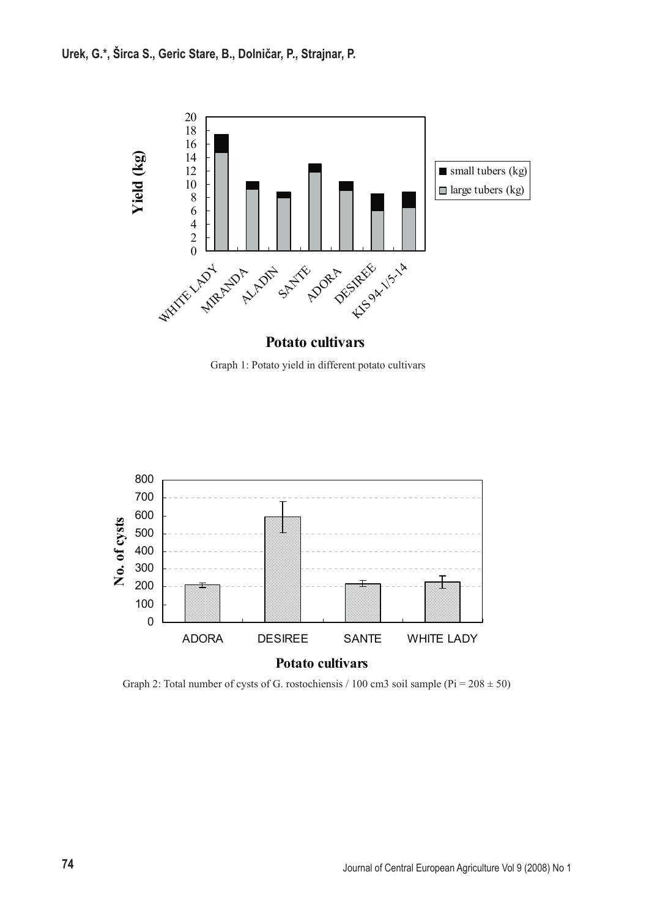Graph 1: Potato yield in different potato cultivars

Graph 2: Total number of cysts of G. rostochiensis / 100 cm3 soil sample (Pi = 208 ± 50)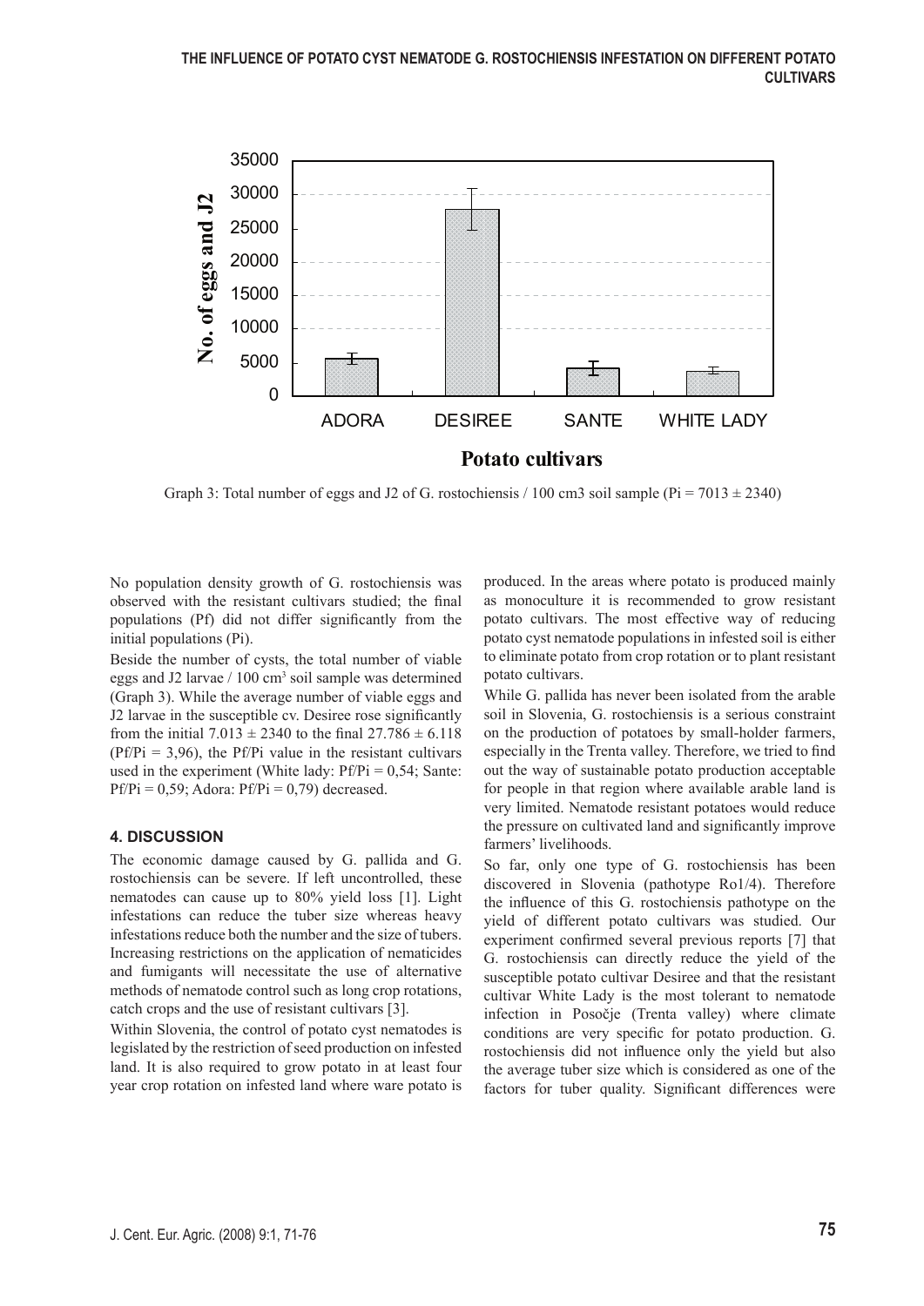Graph 3: Total number of eggs and J2 of G. rostochiensis / 100 cm3 soil sample (Pi = 7013 ± 2340)

No population density growth of G. rostochiensis was observed with the resistant cultivars studied; the final populations (Pf) did not differ significantly from the initial populations (Pi).

Beside the number of cysts, the total number of viable eggs and J2 larvae / 100 $cm^3$ soil sample was determined (Graph 3). While the average number of viable eggs and J2 larvae in the susceptible cv. Desiree rose significantly from the initial 7.013 ± 2340 to the final 27.786 ± 6.118 (Pf/Pi = 3,96), the Pf/Pi value in the resistant cultivars used in the experiment (White lady: Pf/Pi = 0,54; Sante: Pf/Pi = 0,59; Adora: Pf/Pi = 0,79) decreased.

## 4. DISCUSSION

The economic damage caused by G. pallida and G. rostochiensis can be severe. If left uncontrolled, these nematodes can cause up to 80% yield loss [1]. Light infestations can reduce the tuber size whereas heavy infestations reduce both the number and the size of tubers. Increasing restrictions on the application of nematicides and fumigants will necessitate the use of alternative methods of nematode control such as long crop rotations, catch crops and the use of resistant cultivars [3].

Within Slovenia, the control of potato cyst nematodes is legislated by the restriction of seed production on infested land. It is also required to grow potato in at least four year crop rotation on infested land where ware potato is produced. In the areas where potato is produced mainly as monoculture it is recommended to grow resistant potato cultivars. The most effective way of reducing potato cyst nematode populations in infested soil is either to eliminate potato from crop rotation or to plant resistant potato cultivars.

While G. pallida has never been isolated from the arable soil in Slovenia, G. rostochiensis is a serious constraint on the production of potatoes by small-holder farmers, especially in the Trenta valley. Therefore, we tried to find out the way of sustainable potato production acceptable for people in that region where available arable land is very limited. Nematode resistant potatoes would reduce the pressure on cultivated land and significantly improve farmers' livelihoods.

So far, only one type of G. rostochiensis has been discovered in Slovenia (pathotype Ro1/4). Therefore the influence of this G. rostochiensis pathotype on the yield of different potato cultivars was studied. Our experiment confirmed several previous reports [7] that G. rostochiensis can directly reduce the yield of the susceptible potato cultivar Desiree and that the resistant cultivar White Lady is the most tolerant to nematode infection in Posočje (Trenta valley) where climate conditions are very specific for potato production. G. rostochiensis did not influence only the yield but also the average tuber size which is considered as one of the factors for tuber quality. Significant differences were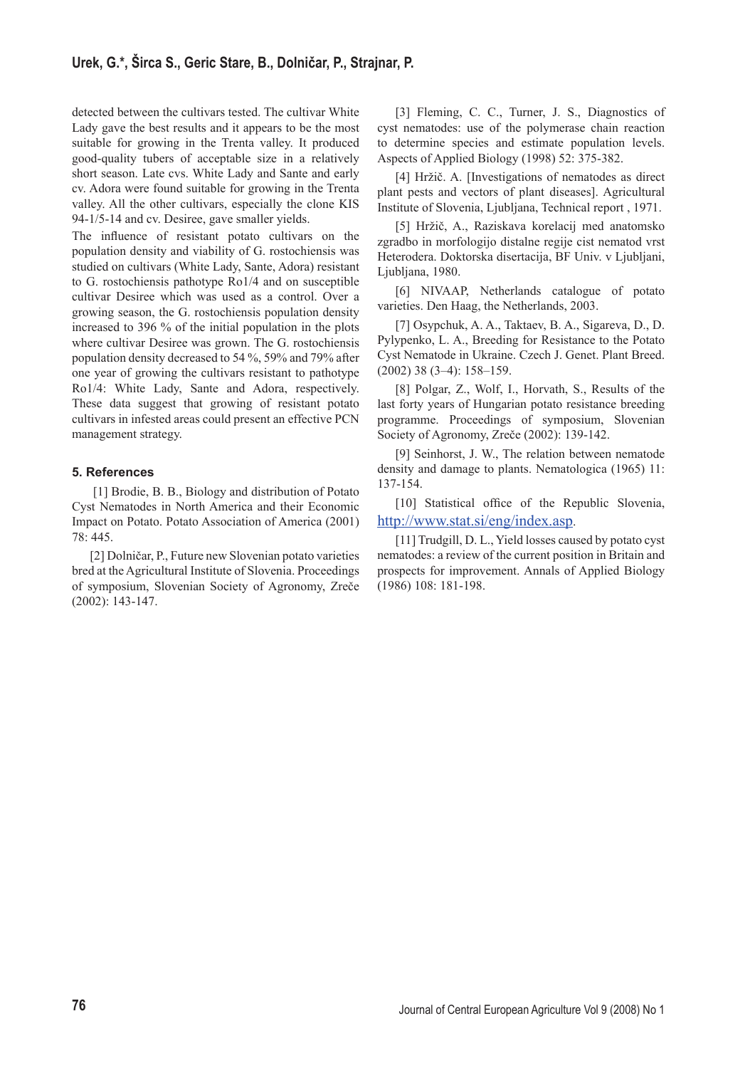detected between the cultivars tested. The cultivar White Lady gave the best results and it appears to be the most suitable for growing in the Trenta valley. It produced good-quality tubers of acceptable size in a relatively short season. Late cvs. White Lady and Sante and early cv. Adora were found suitable for growing in the Trenta valley. All the other cultivars, especially the clone KIS 94-1/5-14 and cv. Desiree, gave smaller yields.

The influence of resistant potato cultivars on the population density and viability of G. rostochiensis was studied on cultivars (White Lady, Sante, Adora) resistant to G. rostochiensis pathotype Ro1/4 and on susceptible cultivar Desiree which was used as a control. Over a growing season, the G. rostochiensis population density increased to 396 % of the initial population in the plots where cultivar Desiree was grown. The G. rostochiensis population density decreased to 54 %, 59% and 79% after one year of growing the cultivars resistant to pathotype Ro1/4: White Lady, Sante and Adora, respectively. These data suggest that growing of resistant potato cultivars in infested areas could present an effective PCN management strategy.

## 5. References

[1] Brodie, B. B., Biology and distribution of Potato Cyst Nematodes in North America and their Economic Impact on Potato. Potato Association of America (2001) 78: 445.

[2] Dolničar, P., Future new Slovenian potato varieties bred at the Agricultural Institute of Slovenia. Proceedings of symposium, Slovenian Society of Agronomy, Zreče (2002): 143-147.

[3] Fleming, C. C., Turner, J. S., Diagnostics of cyst nematodes: use of the polymerase chain reaction to determine species and estimate population levels. Aspects of Applied Biology (1998) 52: 375-382.

[4] Hržič. A. [Investigations of nematodes as direct plant pests and vectors of plant diseases]. Agricultural Institute of Slovenia, Ljubljana, Technical report , 1971.

[5] Hržič, A., Raziskava korelacij med anatomsko zgradbo in morfologijo distalne regije cist nematod vrst Heterodera. Doktorska disertacija, BF Univ. v Ljubljani, Ljubljana, 1980.

[6] NIVAAP, Netherlands catalogue of potato varieties. Den Haag, the Netherlands, 2003.

[7] Osypchuk, A. A., Taktaev, B. A., Sigareva, D., D. Pylypenko, L. A., Breeding for Resistance to the Potato Cyst Nematode in Ukraine. Czech J. Genet. Plant Breed. (2002) 38 (3–4): 158–159.

[8] Polgar, Z., Wolf, I., Horvath, S., Results of the last forty years of Hungarian potato resistance breeding programme. Proceedings of symposium, Slovenian Society of Agronomy, Zreče (2002): 139-142.

[9] Seinhorst, J. W., The relation between nematode density and damage to plants. Nematologica (1965) 11: 137-154.

[10] Statistical office of the Republic Slovenia, http://www.stat.si/eng/index.asp.

[11] Trudgill, D. L., Yield losses caused by potato cyst nematodes: a review of the current position in Britain and prospects for improvement. Annals of Applied Biology (1986) 108: 181-198.